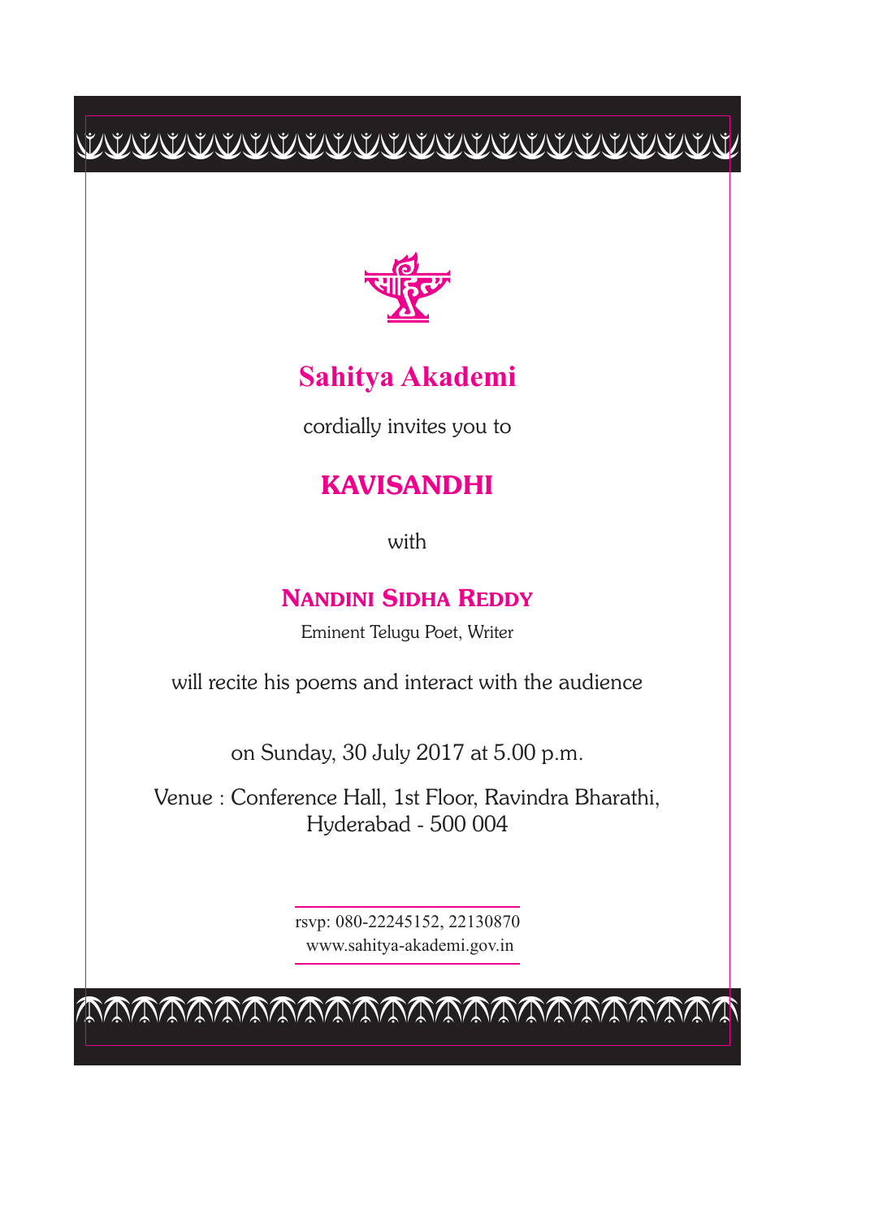# Sahitya Akademi

cordially invites you to

## KAVISANDHI

with

### NANDINI SIDHA REDDY

Eminent Telugu Poet, Writer

will recite his poems and interact with the audience

on Sunday, 30 July 2017 at 5.00 p.m.

Venue : Conference Hall, 1st Floor, Ravindra Bharathi, Hyderabad - 500 004

rsvp: 080-22245152, 22130870
www.sahitya-akademi.gov.in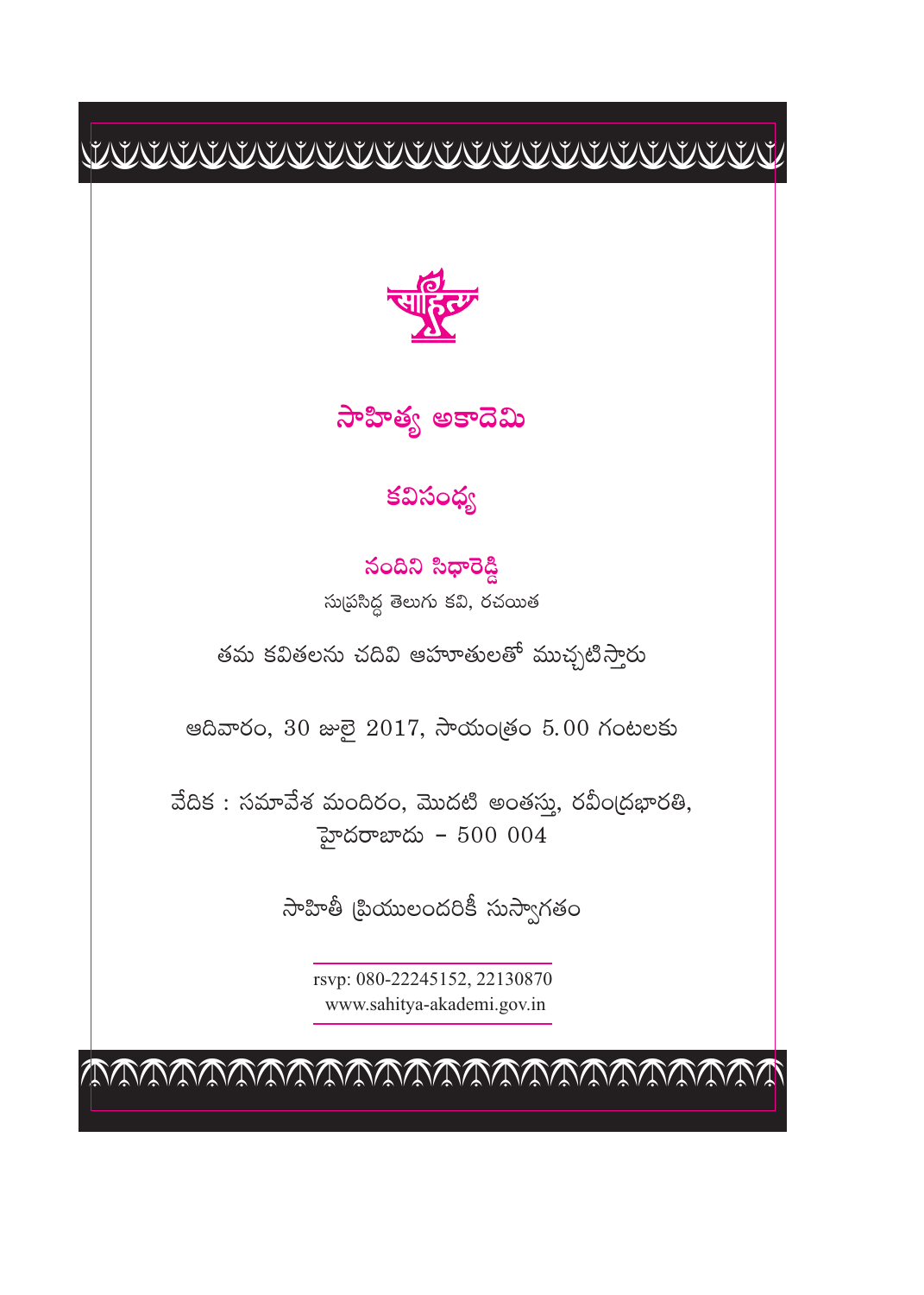# సాహిత్య అకాదెమి

## కవిసంధ్య

### నందిని సిధారెడ్డి

సుప్రసిద్ధ తెలుగు కవి, రచయిత

తమ కవితలను చదివి ఆహూతులతో ముచ్చటిస్తారు

ఆదివారం, 30 జులై 2017, సాయంత్రం 5.00 గంటలకు

వేదిక : సమావేశ మందిరం, మొదటి అంతస్తు, రవీంద్రభారతి,
హైదరాబాదు – 500 004

సాహితీ ప్రియులందరికీ సుస్వాగతం

rsvp: 080-22245152, 22130870
www.sahitya-akademi.gov.in